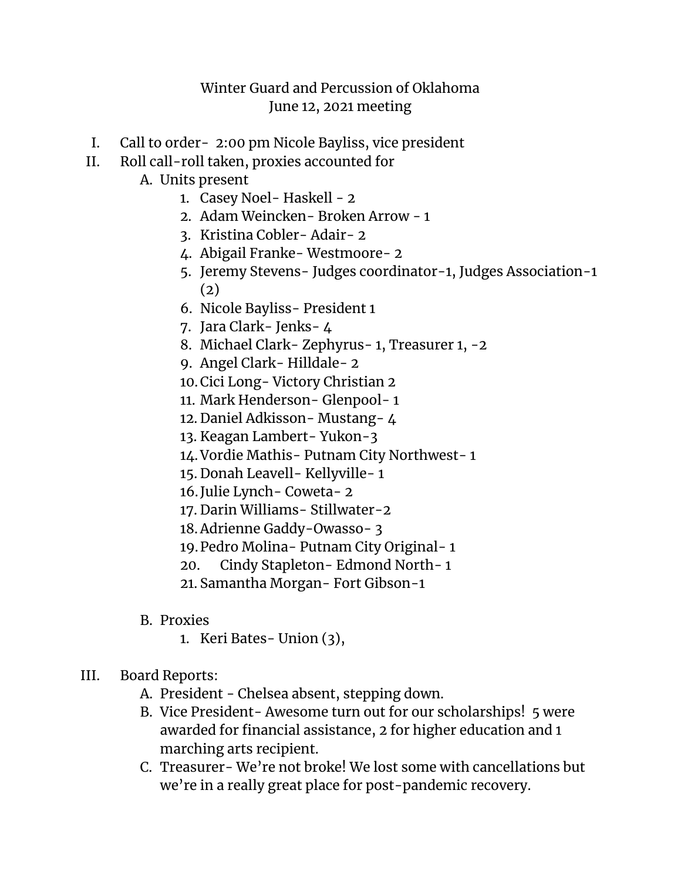Winter Guard and Percussion of Oklahoma
June 12, 2021 meeting

I. Call to order- 2:00 pm Nicole Bayliss, vice president
II. Roll call-roll taken, proxies accounted for
   A. Units present
      1. Casey Noel- Haskell - 2
      2. Adam Weincken- Broken Arrow - 1
      3. Kristina Cobler- Adair- 2
      4. Abigail Franke- Westmoore- 2
      5. Jeremy Stevens- Judges coordinator-1, Judges Association-1 (2)
      6. Nicole Bayliss- President 1
      7. Jara Clark- Jenks- 4
      8. Michael Clark- Zephyrus- 1, Treasurer 1, -2
      9. Angel Clark- Hilldale- 2
      10. Cici Long- Victory Christian 2
      11. Mark Henderson- Glenpool- 1
      12. Daniel Adkisson- Mustang- 4
      13. Keagan Lambert- Yukon-3
      14. Vordie Mathis- Putnam City Northwest- 1
      15. Donah Leavell- Kellyville- 1
      16. Julie Lynch- Coweta- 2
      17. Darin Williams- Stillwater-2
      18. Adrienne Gaddy-Owasso- 3
      19. Pedro Molina- Putnam City Original- 1
      20. Cindy Stapleton- Edmond North- 1
      21. Samantha Morgan- Fort Gibson-1

   B. Proxies
      1. Keri Bates- Union (3),

III. Board Reports:
   A. President - Chelsea absent, stepping down.
   B. Vice President- Awesome turn out for our scholarships! 5 were awarded for financial assistance, 2 for higher education and 1 marching arts recipient.
   C. Treasurer- We're not broke! We lost some with cancellations but we're in a really great place for post-pandemic recovery.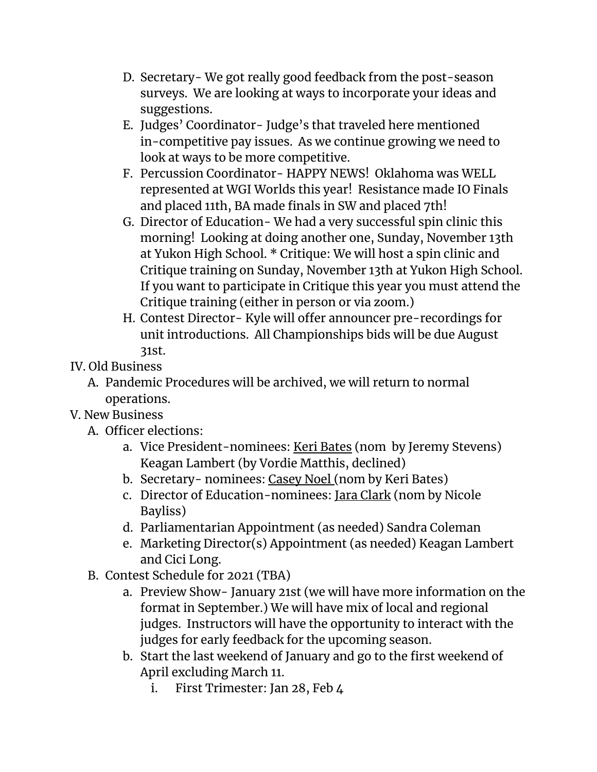D. Secretary- We got really good feedback from the post-season surveys. We are looking at ways to incorporate your ideas and suggestions.

E. Judges' Coordinator- Judge's that traveled here mentioned in-competitive pay issues. As we continue growing we need to look at ways to be more competitive.

F. Percussion Coordinator- HAPPY NEWS! Oklahoma was WELL represented at WGI Worlds this year! Resistance made IO Finals and placed 11th, BA made finals in SW and placed 7th!

G. Director of Education- We had a very successful spin clinic this morning! Looking at doing another one, Sunday, November 13th at Yukon High School. * Critique: We will host a spin clinic and Critique training on Sunday, November 13th at Yukon High School. If you want to participate in Critique this year you must attend the Critique training (either in person or via zoom.)

H. Contest Director- Kyle will offer announcer pre-recordings for unit introductions. All Championships bids will be due August 31st.

IV. Old Business

A. Pandemic Procedures will be archived, we will return to normal operations.

V. New Business

A. Officer elections:
   a. Vice President-nominees: <u>Keri Bates</u> (nom by Jeremy Stevens) Keagan Lambert (by Vordie Matthis, declined)
   b. Secretary- nominees: <u>Casey Noel</u> (nom by Keri Bates)
   c. Director of Education-nominees: <u>Jara Clark</u> (nom by Nicole Bayliss)
   d. Parliamentarian Appointment (as needed) Sandra Coleman
   e. Marketing Director(s) Appointment (as needed) Keagan Lambert and Cici Long.

B. Contest Schedule for 2021 (TBA)
   a. Preview Show- January 21st (we will have more information on the format in September.) We will have mix of local and regional judges. Instructors will have the opportunity to interact with the judges for early feedback for the upcoming season.
   b. Start the last weekend of January and go to the first weekend of April excluding March 11.
      i. First Trimester: Jan 28, Feb 4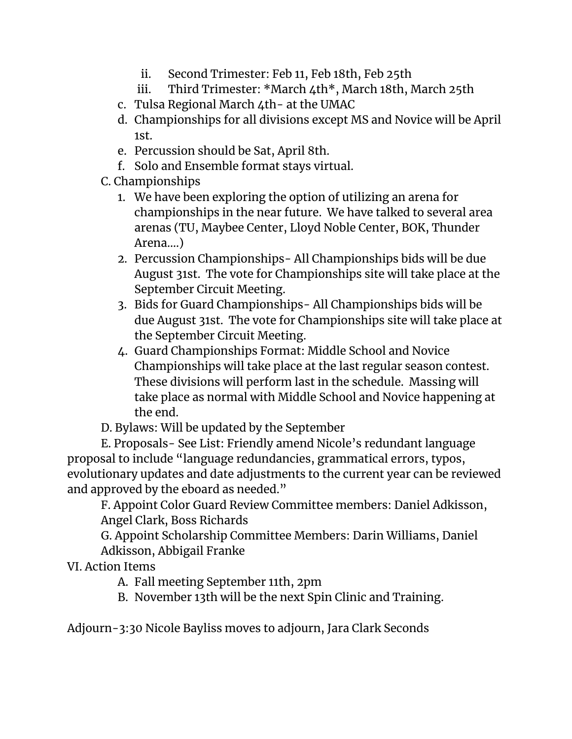ii. Second Trimester: Feb 11, Feb 18th, Feb 25th
   iii. Third Trimester: *March 4th*, March 18th, March 25th

  c. Tulsa Regional March 4th- at the UMAC
  d. Championships for all divisions except MS and Novice will be April 1st.
  e. Percussion should be Sat, April 8th.
  f. Solo and Ensemble format stays virtual.

C. Championships

  1. We have been exploring the option of utilizing an arena for championships in the near future. We have talked to several area arenas (TU, Maybee Center, Lloyd Noble Center, BOK, Thunder Arena....)
  2. Percussion Championships- All Championships bids will be due August 31st. The vote for Championships site will take place at the September Circuit Meeting.
  3. Bids for Guard Championships- All Championships bids will be due August 31st. The vote for Championships site will take place at the September Circuit Meeting.
  4. Guard Championships Format: Middle School and Novice Championships will take place at the last regular season contest. These divisions will perform last in the schedule. Massing will take place as normal with Middle School and Novice happening at the end.

D. Bylaws: Will be updated by the September

E. Proposals- See List: Friendly amend Nicole's redundant language proposal to include "language redundancies, grammatical errors, typos, evolutionary updates and date adjustments to the current year can be reviewed and approved by the eboard as needed."

F. Appoint Color Guard Review Committee members: Daniel Adkisson, Angel Clark, Boss Richards

G. Appoint Scholarship Committee Members: Darin Williams, Daniel Adkisson, Abbigail Franke

VI. Action Items

  A. Fall meeting September 11th, 2pm
  B. November 13th will be the next Spin Clinic and Training.

Adjourn-3:30 Nicole Bayliss moves to adjourn, Jara Clark Seconds